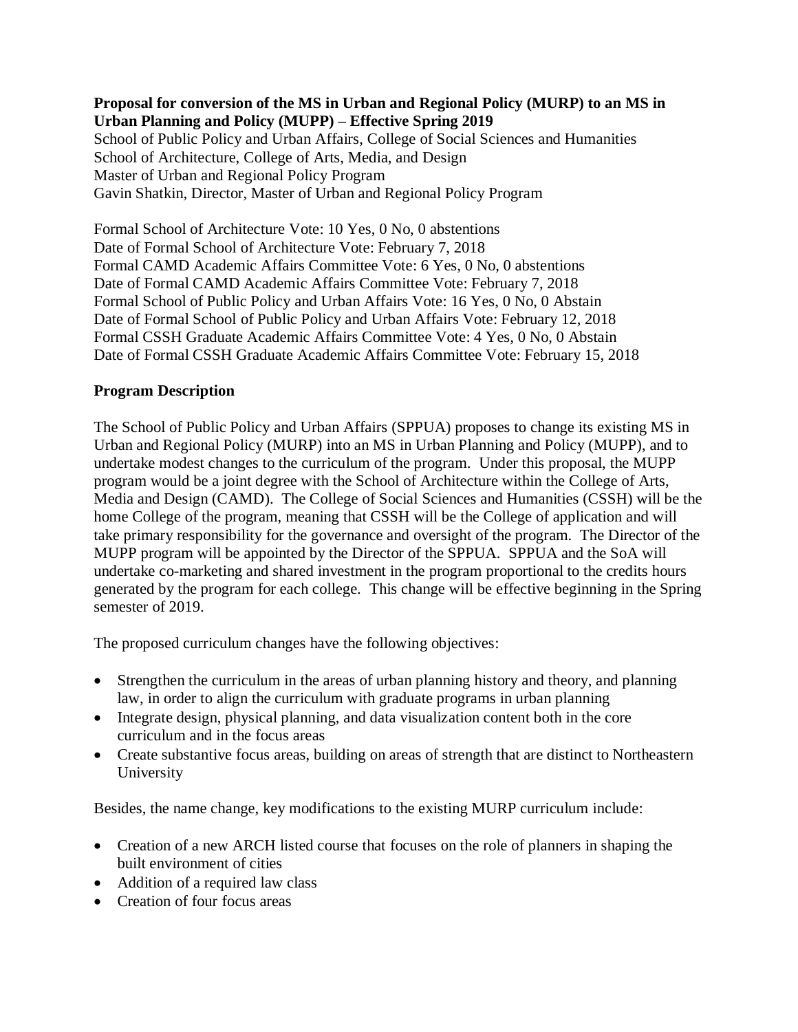**Proposal for conversion of the MS in Urban and Regional Policy (MURP) to an MS in Urban Planning and Policy (MUPP) – Effective Spring 2019**

School of Public Policy and Urban Affairs, College of Social Sciences and Humanities
School of Architecture, College of Afts, Media, and Design
Master of Urban and Regional Policy Program
Gavin Shatkin, Director, Master of Urban and Regional Policy Program

Formal School of Architecture Vote: 10 Yes, 0 No, 0 abstentions
Date of Formal School of Architecture Vote: February 7, 2018
Formal CAMD Academic Affairs Committee Vote: 6 Yes, 0 No, 0 abstentions
Date of Formal CAMD Academic Affairs Committee Vote: February 7, 2018
Formal School of Public Policy and Urban Affairs Vote: 16 Yes, 0 No, 0 Abstain
Date of Formal School of Public Policy and Urban Affairs Vote: February 12, 2018
Formal CSSH Graduate Academic Affairs Committee Vote: 4 Yes, 0 No, 0 Abstain
Date of Formal CSSH Graduate Academic Affairs Committee Vote: February 15, 2018

**Program Description**

The School of Public Policy and Urban Affairs (SPPUA) proposes to change its existing MS in Urban and Regional Policy (MURP) into an MS in Urban Planning and Policy (MUPP), and to undertake modest changes to the curriculum of the program. Under this proposal, the MUPP program would be a joint degree with the School of Architecture within the College of Arts, Media and Design (CAMD). The College of Social Sciences and Humanities (CSSH) will be the home College of the program, meaning that CSSH will be the College of application and will take primary responsibility for the governance and oversight of the program. The Director of the MUPP program will be appointed by the Director of the SPPUA. SPPUA and the SoA will undertake co-marketing and shared investment in the program proportional to the credits hours generated by the program for each college. This change will be effective beginning in the Spring semester of 2019.

The proposed curriculum changes have the following objectives:

- Strengthen the curriculum in the areas of urban planning history and theory, and planning law, in order to align the curriculum with graduate programs in urban planning
- Integrate design, physical planning, and data visualization content both in the core curriculum and in the focus areas
- Create substantive focus areas, building on areas of strength that are distinct to Northeastern University

Besides, the name change, key modifications to the existing MURP curriculum include:

- Creation of a new ARCH listed course that focuses on the role of planners in shaping the built environment of cities
- Addition of a required law class
- Creation of four focus areas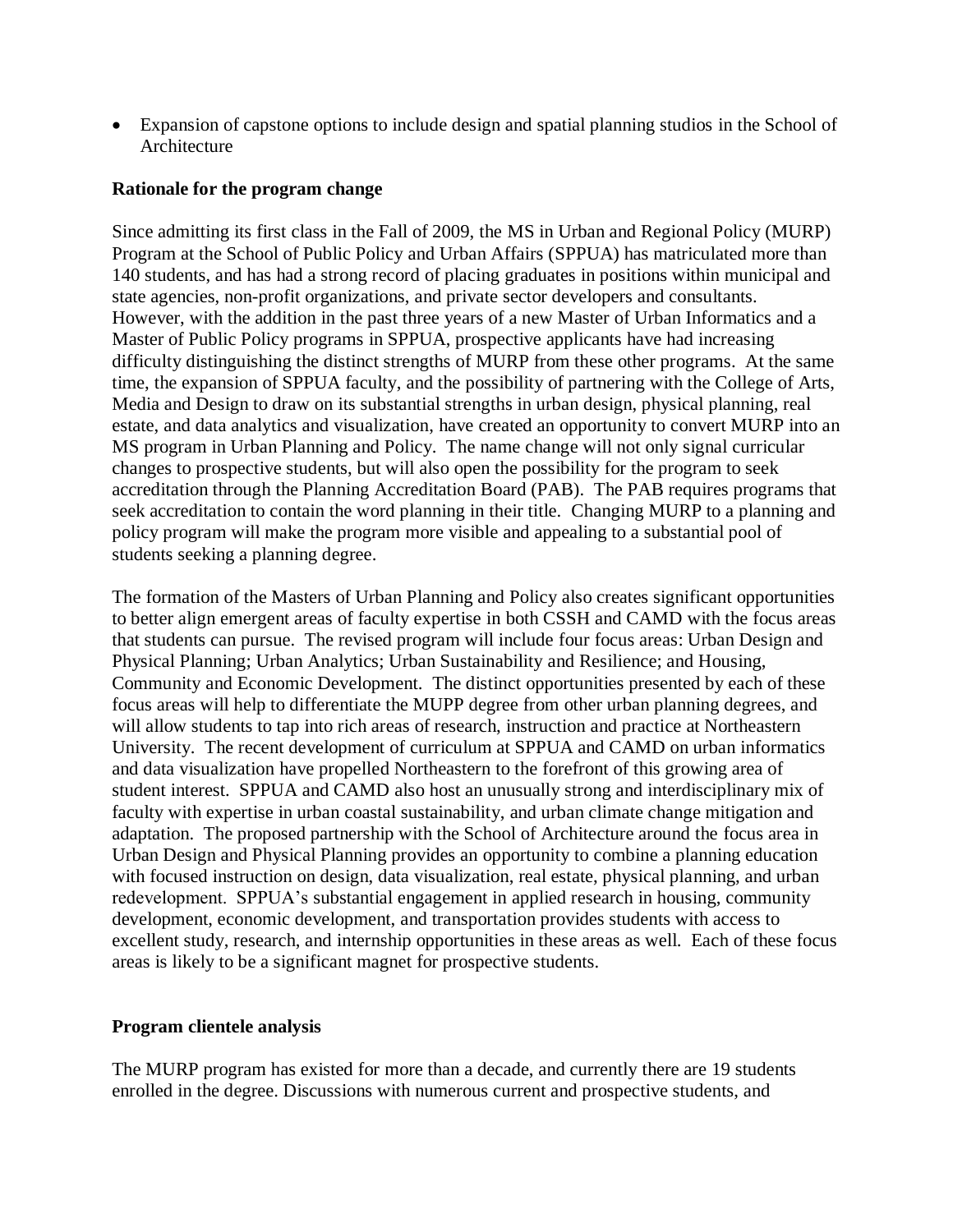- Expansion of capstone options to include design and spatial planning studios in the School of Architecture

**Rationale for the program change**

Since admitting its first class in the Fall of 2009, the MS in Urban and Regional Policy (MURP) Program at the School of Public Policy and Urban Affairs (SPPUA) has matriculated more than 140 students, and has had a strong record of placing graduates in positions within municipal and state agencies, non-profit organizations, and private sector developers and consultants. However, with the addition in the past three years of a new Master of Urban Informatics and a Master of Public Policy programs in SPPUA, prospective applicants have had increasing difficulty distinguishing the distinct strengths of MURP from these other programs. At the same time, the expansion of SPPUA faculty, and the possibility of partnering with the College of Arts, Media and Design to draw on its substantial strengths in urban design, physical planning, real estate, and data analytics and visualization, have created an opportunity to convert MURP into an MS program in Urban Planning and Policy. The name change will not only signal curricular changes to prospective students, but will also open the possibility for the program to seek accreditation through the Planning Accreditation Board (PAB). The PAB requires programs that seek accreditation to contain the word planning in their title. Changing MURP to a planning and policy program will make the program more visible and appealing to a substantial pool of students seeking a planning degree.

The formation of the Masters of Urban Planning and Policy also creates significant opportunities to better align emergent areas of faculty expertise in both CSSH and CAMD with the focus areas that students can pursue. The revised program will include four focus areas: Urban Design and Physical Planning; Urban Analytics; Urban Sustainability and Resilience; and Housing, Community and Economic Development. The distinct opportunities presented by each of these focus areas will help to differentiate the MUPP degree from other urban planning degrees, and will allow students to tap into rich areas of research, instruction and practice at Northeastern University. The recent development of curriculum at SPPUA and CAMD on urban informatics and data visualization have propelled Northeastern to the forefront of this growing area of student interest. SPPUA and CAMD also host an unusually strong and interdisciplinary mix of faculty with expertise in urban coastal sustainability, and urban climate change mitigation and adaptation. The proposed partnership with the School of Architecture around the focus area in Urban Design and Physical Planning provides an opportunity to combine a planning education with focused instruction on design, data visualization, real estate, physical planning, and urban redevelopment. SPPUA's substantial engagement in applied research in housing, community development, economic development, and transportation provides students with access to excellent study, research, and internship opportunities in these areas as well. Each of these focus areas is likely to be a significant magnet for prospective students.

**Program clientele analysis**

The MURP program has existed for more than a decade, and currently there are 19 students enrolled in the degree. Discussions with numerous current and prospective students, and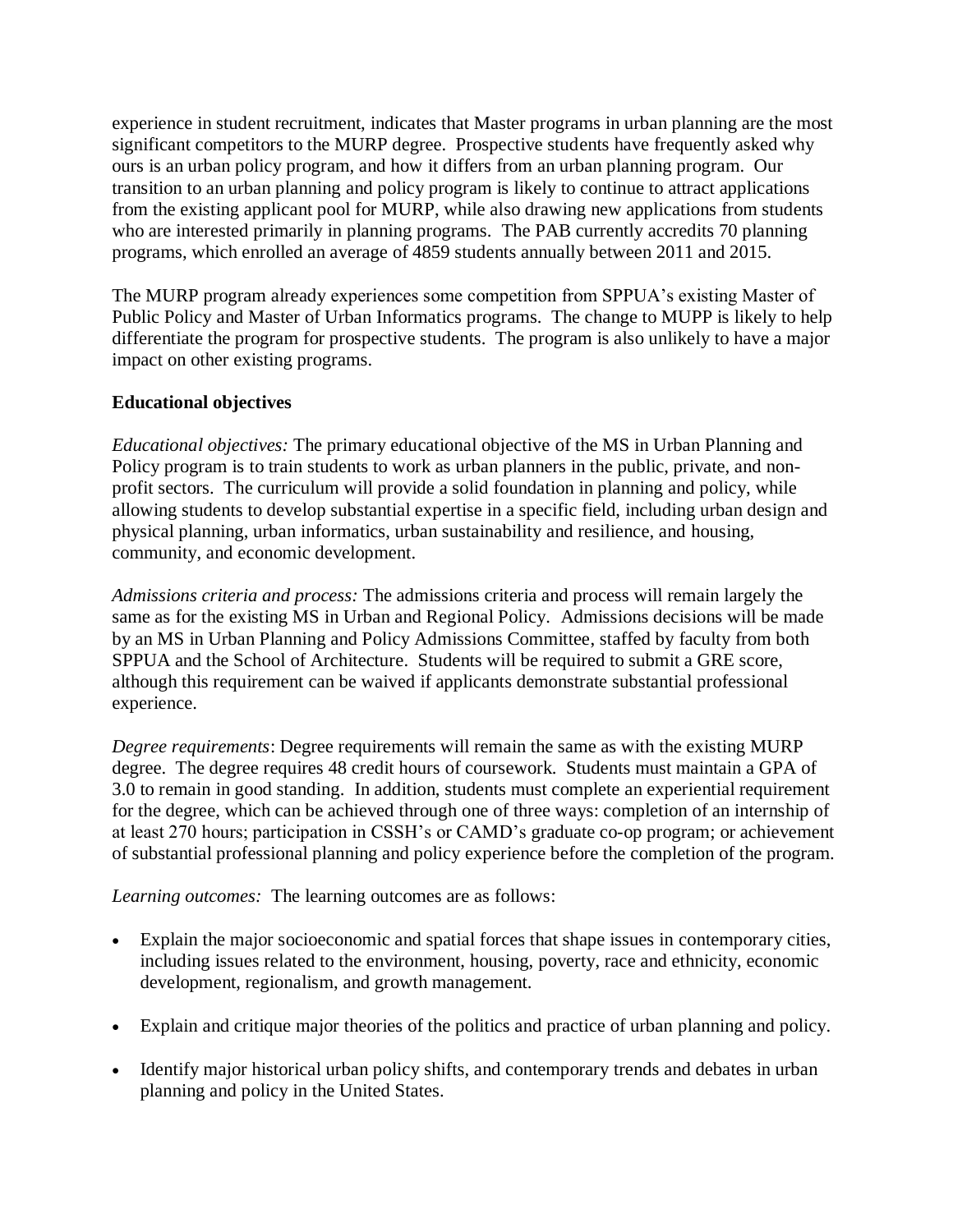experience in student recruitment, indicates that Master programs in urban planning are the most significant competitors to the MURP degree. Prospective students have frequently asked why ours is an urban policy program, and how it differs from an urban planning program. Our transition to an urban planning and policy program is likely to continue to attract applications from the existing applicant pool for MURP, while also drawing new applications from students who are interested primarily in planning programs. The PAB currently accredits 70 planning programs, which enrolled an average of 4859 students annually between 2011 and 2015.

The MURP program already experiences some competition from SPPUA's existing Master of Public Policy and Master of Urban Informatics programs. The change to MUPP is likely to help differentiate the program for prospective students. The program is also unlikely to have a major impact on other existing programs.

**Educational objectives**

*Educational objectives:* The primary educational objective of the MS in Urban Planning and Policy program is to train students to work as urban planners in the public, private, and non-profit sectors. The curriculum will provide a solid foundation in planning and policy, while allowing students to develop substantial expertise in a specific field, including urban design and physical planning, urban informatics, urban sustainability and resilience, and housing, community, and economic development.

*Admissions criteria and process:* The admissions criteria and process will remain largely the same as for the existing MS in Urban and Regional Policy. Admissions decisions will be made by an MS in Urban Planning and Policy Admissions Committee, staffed by faculty from both SPPUA and the School of Architecture. Students will be required to submit a GRE score, although this requirement can be waived if applicants demonstrate substantial professional experience.

*Degree requirements*: Degree requirements will remain the same as with the existing MURP degree. The degree requires 48 credit hours of coursework. Students must maintain a GPA of 3.0 to remain in good standing. In addition, students must complete an experiential requirement for the degree, which can be achieved through one of three ways: completion of an internship of at least 270 hours; participation in CSSH's or CAMD's graduate co-op program; or achievement of substantial professional planning and policy experience before the completion of the program.

*Learning outcomes:* The learning outcomes are as follows:

- Explain the major socioeconomic and spatial forces that shape issues in contemporary cities, including issues related to the environment, housing, poverty, race and ethnicity, economic development, regionalism, and growth management.
- Explain and critique major theories of the politics and practice of urban planning and policy.
- Identify major historical urban policy shifts, and contemporary trends and debates in urban planning and policy in the United States.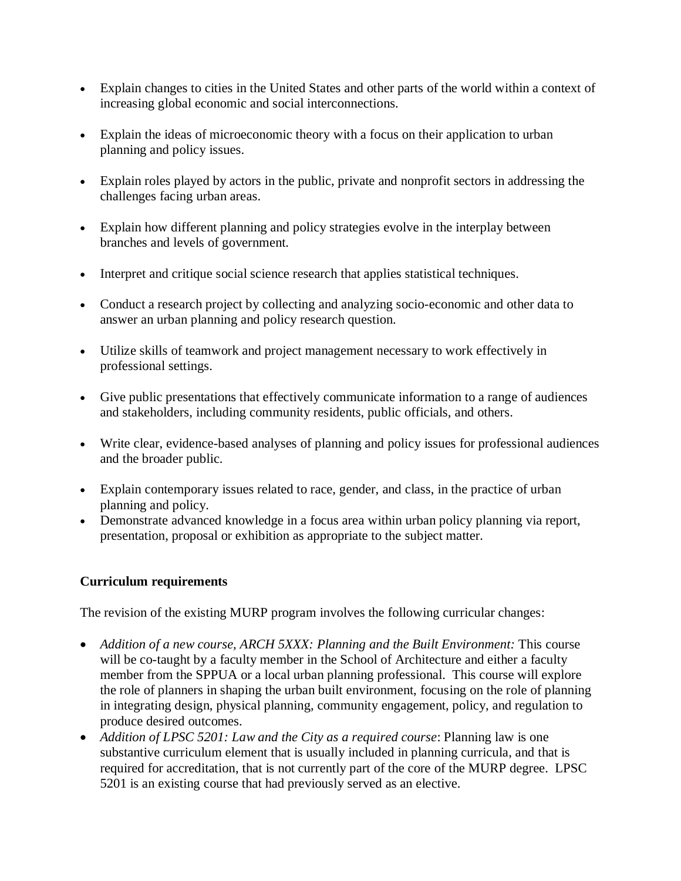- Explain changes to cities in the United States and other parts of the world within a context of increasing global economic and social interconnections.

- Explain the ideas of microeconomic theory with a focus on their application to urban planning and policy issues.

- Explain roles played by actors in the public, private and nonprofit sectors in addressing the challenges facing urban areas.

- Explain how different planning and policy strategies evolve in the interplay between branches and levels of government.

- Interpret and critique social science research that applies statistical techniques.

- Conduct a research project by collecting and analyzing socio-economic and other data to answer an urban planning and policy research question.

- Utilize skills of teamwork and project management necessary to work effectively in professional settings.

- Give public presentations that effectively communicate information to a range of audiences and stakeholders, including community residents, public officials, and others.

- Write clear, evidence-based analyses of planning and policy issues for professional audiences and the broader public.

- Explain contemporary issues related to race, gender, and class, in the practice of urban planning and policy.
- Demonstrate advanced knowledge in a focus area within urban policy planning via report, presentation, proposal or exhibition as appropriate to the subject matter.

**Curriculum requirements**

The revision of the existing MURP program involves the following curricular changes:

- *Addition of a new course, ARCH 5XXX: Planning and the Built Environment:* This course will be co-taught by a faculty member in the School of Architecture and either a faculty member from the SPPUA or a local urban planning professional. This course will explore the role of planners in shaping the urban built environment, focusing on the role of planning in integrating design, physical planning, community engagement, policy, and regulation to produce desired outcomes.
- *Addition of LPSC 5201: Law and the City as a required course*: Planning law is one substantive curriculum element that is usually included in planning curricula, and that is required for accreditation, that is not currently part of the core of the MURP degree. LPSC 5201 is an existing course that had previously served as an elective.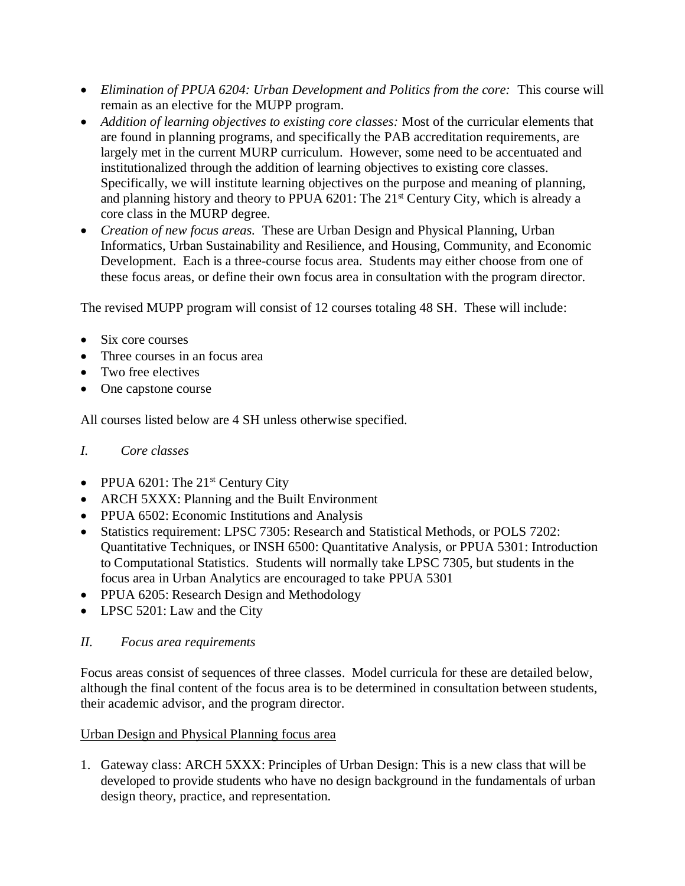- *Elimination of PPUA 6204: Urban Development and Politics from the core:* This course will remain as an elective for the MUPP program.
- *Addition of learning objectives to existing core classes:* Most of the curricular elements that are found in planning programs, and specifically the PAB accreditation requirements, are largely met in the current MURP curriculum. However, some need to be accentuated and institutionalized through the addition of learning objectives to existing core classes. Specifically, we will institute learning objectives on the purpose and meaning of planning, and planning history and theory to PPUA 6201: The 21st Century City, which is already a core class in the MURP degree.
- *Creation of new focus areas.* These are Urban Design and Physical Planning, Urban Informatics, Urban Sustainability and Resilience, and Housing, Community, and Economic Development. Each is a three-course focus area. Students may either choose from one of these focus areas, or define their own focus area in consultation with the program director.

The revised MUPP program will consist of 12 courses totaling 48 SH. These will include:

- Six core courses
- Three courses in an focus area
- Two free electives
- One capstone course

All courses listed below are 4 SH unless otherwise specified.

*I. Core classes*

- PPUA 6201: The 21st Century City
- ARCH 5XXX: Planning and the Built Environment
- PPUA 6502: Economic Institutions and Analysis
- Statistics requirement: LPSC 7305: Research and Statistical Methods, or POLS 7202: Quantitative Techniques, or INSH 6500: Quantitative Analysis, or PPUA 5301: Introduction to Computational Statistics. Students will normally take LPSC 7305, but students in the focus area in Urban Analytics are encouraged to take PPUA 5301
- PPUA 6205: Research Design and Methodology
- LPSC 5201: Law and the City

*II. Focus area requirements*

Focus areas consist of sequences of three classes. Model curricula for these are detailed below, although the final content of the focus area is to be determined in consultation between students, their academic advisor, and the program director.

<u>Urban Design and Physical Planning focus area</u>

1. Gateway class: ARCH 5XXX: Principles of Urban Design: This is a new class that will be developed to provide students who have no design background in the fundamentals of urban design theory, practice, and representation.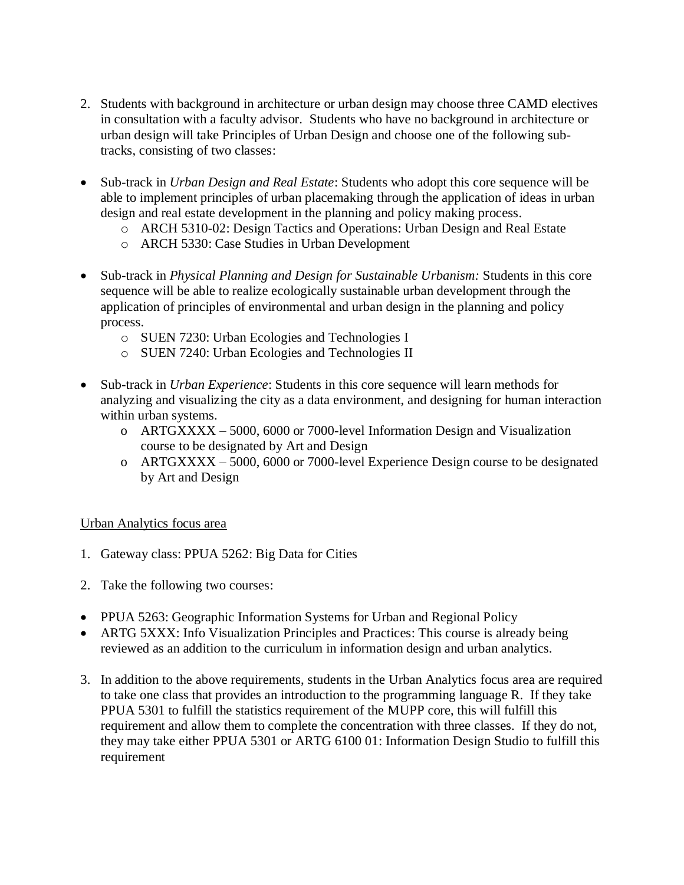2. Students with background in architecture or urban design may choose three CAMD electives in consultation with a faculty advisor. Students who have no background in architecture or urban design will take Principles of Urban Design and choose one of the following sub-tracks, consisting of two classes:

- Sub-track in *Urban Design and Real Estate*: Students who adopt this core sequence will be able to implement principles of urban placemaking through the application of ideas in urban design and real estate development in the planning and policy making process.
    - ARCH 5310-02: Design Tactics and Operations: Urban Design and Real Estate
    - ARCH 5330: Case Studies in Urban Development

- Sub-track in *Physical Planning and Design for Sustainable Urbanism:* Students in this core sequence will be able to realize ecologically sustainable urban development through the application of principles of environmental and urban design in the planning and policy process.
    - SUEN 7230: Urban Ecologies and Technologies I
    - SUEN 7240: Urban Ecologies and Technologies II

- Sub-track in *Urban Experience*: Students in this core sequence will learn methods for analyzing and visualizing the city as a data environment, and designing for human interaction within urban systems.
    - ARTGXXXX – 5000, 6000 or 7000-level Information Design and Visualization course to be designated by Art and Design
    - ARTGXXXX – 5000, 6000 or 7000-level Experience Design course to be designated by Art and Design

<u>Urban Analytics focus area</u>

1. Gateway class: PPUA 5262: Big Data for Cities

2. Take the following two courses:

- PPUA 5263: Geographic Information Systems for Urban and Regional Policy
- ARTG 5XXX: Info Visualization Principles and Practices: This course is already being reviewed as an addition to the curriculum in information design and urban analytics.

3. In addition to the above requirements, students in the Urban Analytics focus area are required to take one class that provides an introduction to the programming language R. If they take PPUA 5301 to fulfill the statistics requirement of the MUPP core, this will fulfill this requirement and allow them to complete the concentration with three classes. If they do not, they may take either PPUA 5301 or ARTG 6100 01: Information Design Studio to fulfill this requirement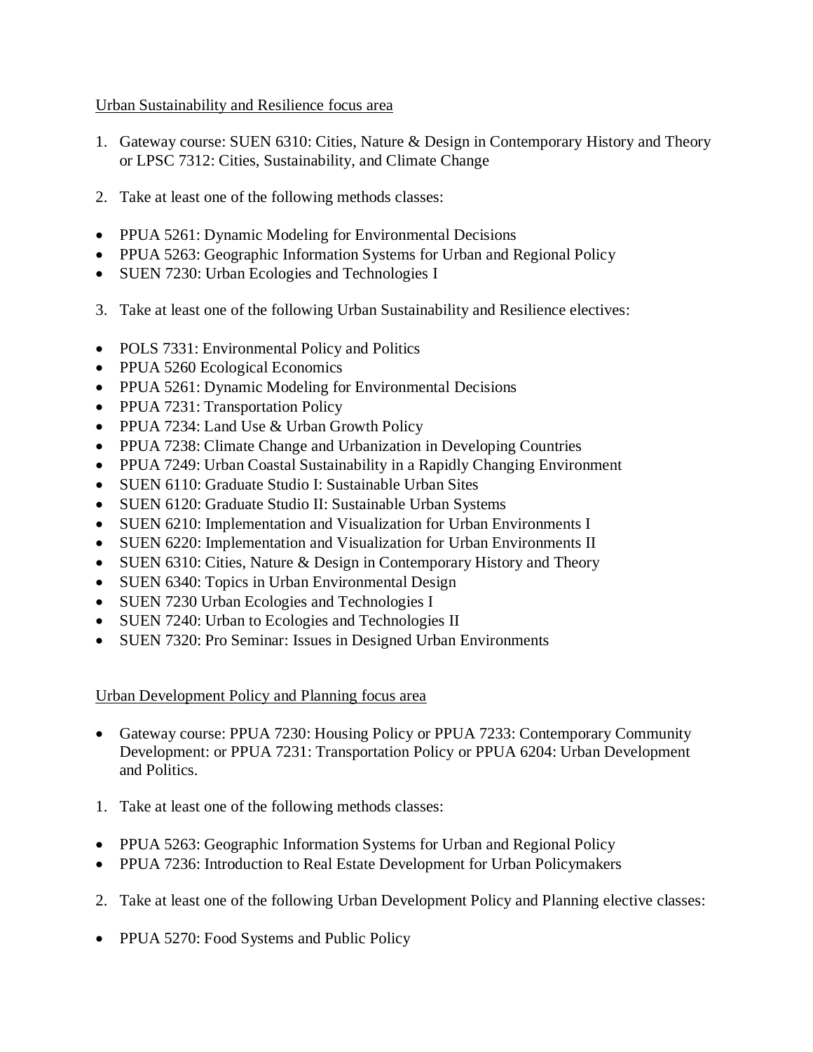Urban Sustainability and Resilience focus area

1. Gateway course: SUEN 6310: Cities, Nature & Design in Contemporary History and Theory or LPSC 7312: Cities, Sustainability, and Climate Change

2. Take at least one of the following methods classes:

- PPUA 5261: Dynamic Modeling for Environmental Decisions
- PPUA 5263: Geographic Information Systems for Urban and Regional Policy
- SUEN 7230: Urban Ecologies and Technologies I

3. Take at least one of the following Urban Sustainability and Resilience electives:

- POLS 7331: Environmental Policy and Politics
- PPUA 5260 Ecological Economics
- PPUA 5261: Dynamic Modeling for Environmental Decisions
- PPUA 7231: Transportation Policy
- PPUA 7234: Land Use & Urban Growth Policy
- PPUA 7238: Climate Change and Urbanization in Developing Countries
- PPUA 7249: Urban Coastal Sustainability in a Rapidly Changing Environment
- SUEN 6110: Graduate Studio I: Sustainable Urban Sites
- SUEN 6120: Graduate Studio II: Sustainable Urban Systems
- SUEN 6210: Implementation and Visualization for Urban Environments I
- SUEN 6220: Implementation and Visualization for Urban Environments II
- SUEN 6310: Cities, Nature & Design in Contemporary History and Theory
- SUEN 6340: Topics in Urban Environmental Design
- SUEN 7230 Urban Ecologies and Technologies I
- SUEN 7240: Urban to Ecologies and Technologies II
- SUEN 7320: Pro Seminar: Issues in Designed Urban Environments

Urban Development Policy and Planning focus area

- Gateway course: PPUA 7230: Housing Policy or PPUA 7233: Contemporary Community Development: or PPUA 7231: Transportation Policy or PPUA 6204: Urban Development and Politics.

1. Take at least one of the following methods classes:

- PPUA 5263: Geographic Information Systems for Urban and Regional Policy
- PPUA 7236: Introduction to Real Estate Development for Urban Policymakers

2. Take at least one of the following Urban Development Policy and Planning elective classes:

- PPUA 5270: Food Systems and Public Policy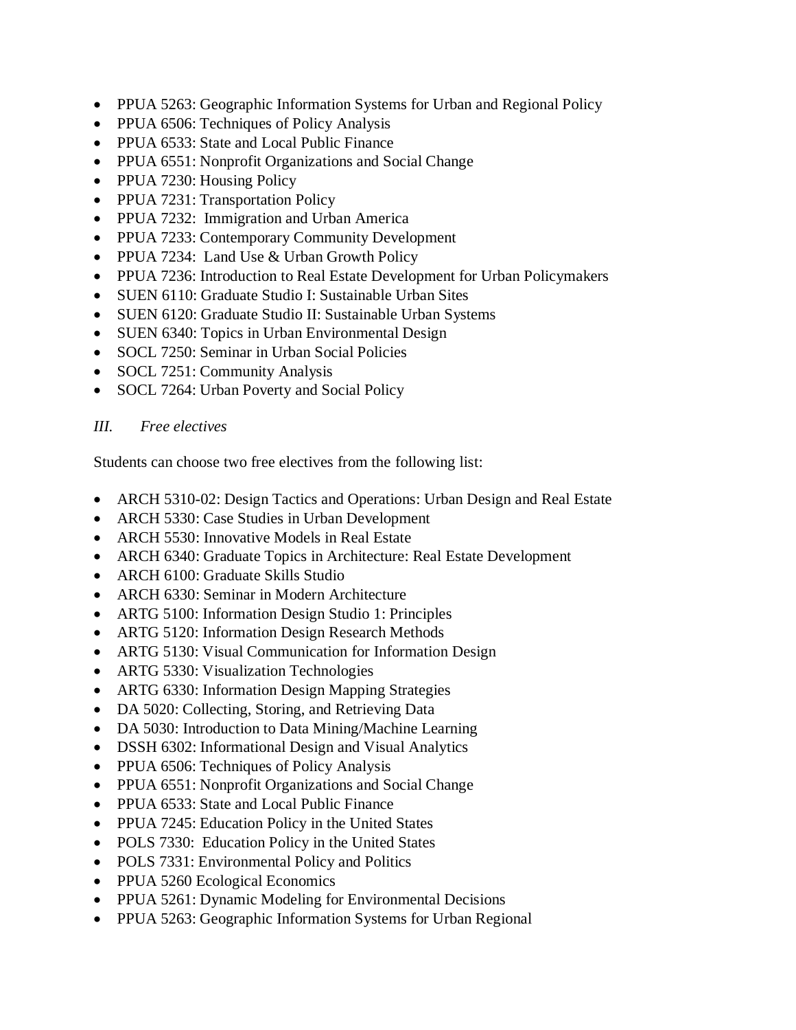- PPUA 5263: Geographic Information Systems for Urban and Regional Policy
- PPUA 6506: Techniques of Policy Analysis
- PPUA 6533: State and Local Public Finance
- PPUA 6551: Nonprofit Organizations and Social Change
- PPUA 7230: Housing Policy
- PPUA 7231: Transportation Policy
- PPUA 7232: Immigration and Urban America
- PPUA 7233: Contemporary Community Development
- PPUA 7234: Land Use & Urban Growth Policy
- PPUA 7236: Introduction to Real Estate Development for Urban Policymakers
- SUEN 6110: Graduate Studio I: Sustainable Urban Sites
- SUEN 6120: Graduate Studio II: Sustainable Urban Systems
- SUEN 6340: Topics in Urban Environmental Design
- SOCL 7250: Seminar in Urban Social Policies
- SOCL 7251: Community Analysis
- SOCL 7264: Urban Poverty and Social Policy

*III. Free electives*

Students can choose two free electives from the following list:

- ARCH 5310-02: Design Tactics and Operations: Urban Design and Real Estate
- ARCH 5330: Case Studies in Urban Development
- ARCH 5530: Innovative Models in Real Estate
- ARCH 6340: Graduate Topics in Architecture: Real Estate Development
- ARCH 6100: Graduate Skills Studio
- ARCH 6330: Seminar in Modern Architecture
- ARTG 5100: Information Design Studio 1: Principles
- ARTG 5120: Information Design Research Methods
- ARTG 5130: Visual Communication for Information Design
- ARTG 5330: Visualization Technologies
- ARTG 6330: Information Design Mapping Strategies
- DA 5020: Collecting, Storing, and Retrieving Data
- DA 5030: Introduction to Data Mining/Machine Learning
- DSSH 6302: Informational Design and Visual Analytics
- PPUA 6506: Techniques of Policy Analysis
- PPUA 6551: Nonprofit Organizations and Social Change
- PPUA 6533: State and Local Public Finance
- PPUA 7245: Education Policy in the United States
- POLS 7330: Education Policy in the United States
- POLS 7331: Environmental Policy and Politics
- PPUA 5260 Ecological Economics
- PPUA 5261: Dynamic Modeling for Environmental Decisions
- PPUA 5263: Geographic Information Systems for Urban Regional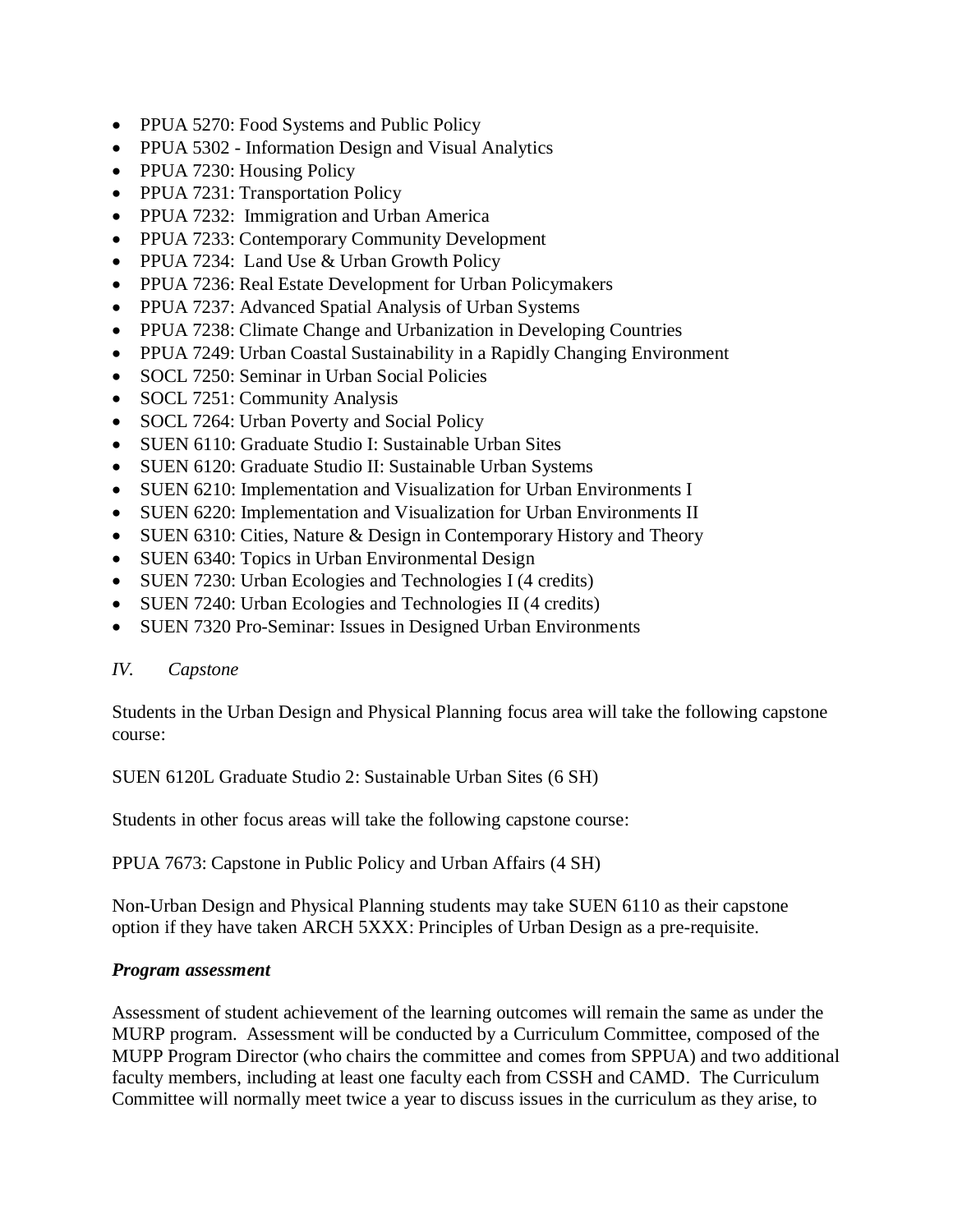- PPUA 5270: Food Systems and Public Policy
- PPUA 5302 - Information Design and Visual Analytics
- PPUA 7230: Housing Policy
- PPUA 7231: Transportation Policy
- PPUA 7232: Immigration and Urban America
- PPUA 7233: Contemporary Community Development
- PPUA 7234: Land Use & Urban Growth Policy
- PPUA 7236: Real Estate Development for Urban Policymakers
- PPUA 7237: Advanced Spatial Analysis of Urban Systems
- PPUA 7238: Climate Change and Urbanization in Developing Countries
- PPUA 7249: Urban Coastal Sustainability in a Rapidly Changing Environment
- SOCL 7250: Seminar in Urban Social Policies
- SOCL 7251: Community Analysis
- SOCL 7264: Urban Poverty and Social Policy
- SUEN 6110: Graduate Studio I: Sustainable Urban Sites
- SUEN 6120: Graduate Studio II: Sustainable Urban Systems
- SUEN 6210: Implementation and Visualization for Urban Environments I
- SUEN 6220: Implementation and Visualization for Urban Environments II
- SUEN 6310: Cities, Nature & Design in Contemporary History and Theory
- SUEN 6340: Topics in Urban Environmental Design
- SUEN 7230: Urban Ecologies and Technologies I (4 credits)
- SUEN 7240: Urban Ecologies and Technologies II (4 credits)
- SUEN 7320 Pro-Seminar: Issues in Designed Urban Environments

*IV. Capstone*

Students in the Urban Design and Physical Planning focus area will take the following capstone course:

SUEN 6120L Graduate Studio 2: Sustainable Urban Sites (6 SH)

Students in other focus areas will take the following capstone course:

PPUA 7673: Capstone in Public Policy and Urban Affairs (4 SH)

Non-Urban Design and Physical Planning students may take SUEN 6110 as their capstone option if they have taken ARCH 5XXX: Principles of Urban Design as a pre-requisite.

***Program assessment***

Assessment of student achievement of the learning outcomes will remain the same as under the MURP program. Assessment will be conducted by a Curriculum Committee, composed of the MUPP Program Director (who chairs the committee and comes from SPPUA) and two additional faculty members, including at least one faculty each from CSSH and CAMD. The Curriculum Committee will normally meet twice a year to discuss issues in the curriculum as they arise, to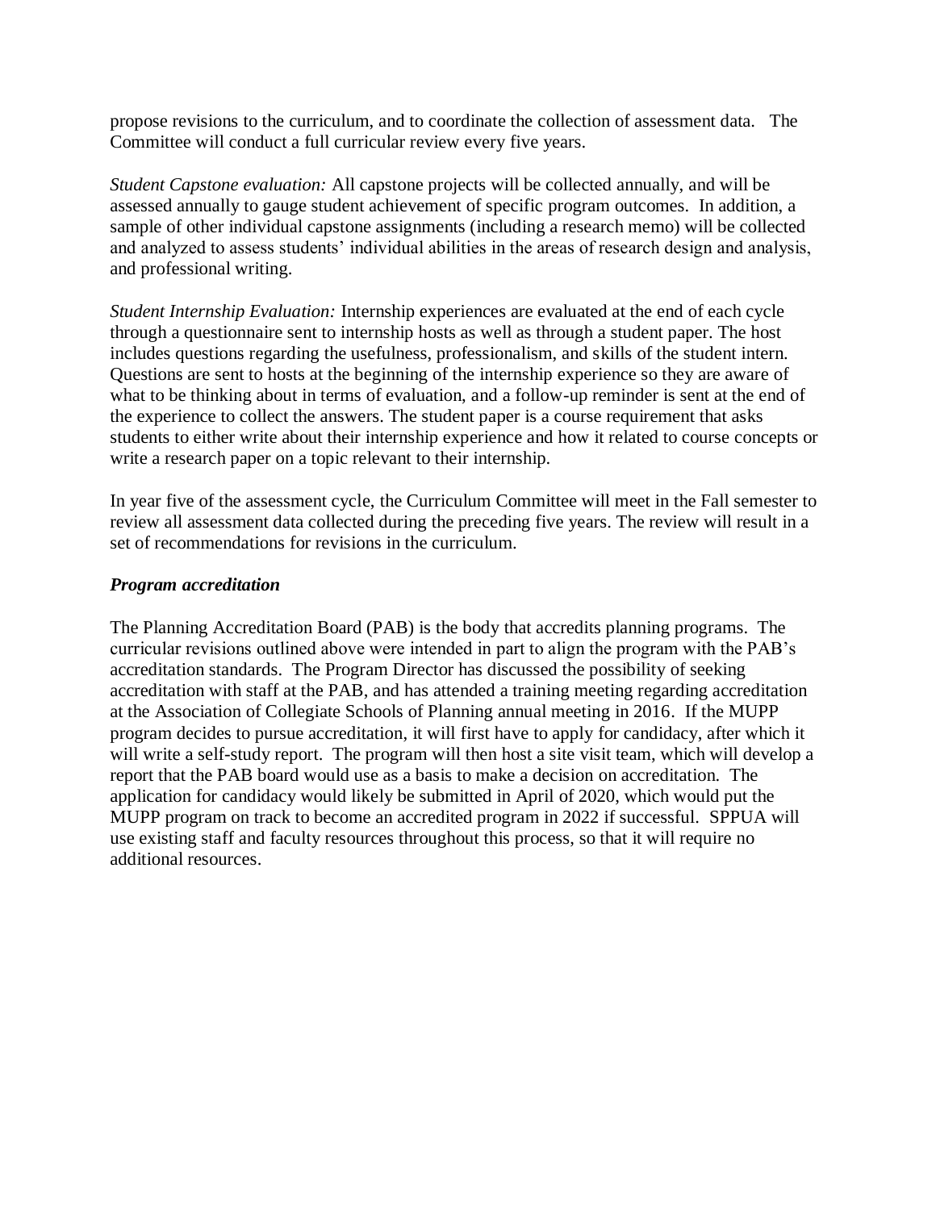propose revisions to the curriculum, and to coordinate the collection of assessment data. The Committee will conduct a full curricular review every five years.

*Student Capstone evaluation:* All capstone projects will be collected annually, and will be assessed annually to gauge student achievement of specific program outcomes. In addition, a sample of other individual capstone assignments (including a research memo) will be collected and analyzed to assess students' individual abilities in the areas of research design and analysis, and professional writing.

*Student Internship Evaluation:* Internship experiences are evaluated at the end of each cycle through a questionnaire sent to internship hosts as well as through a student paper. The host includes questions regarding the usefulness, professionalism, and skills of the student intern. Questions are sent to hosts at the beginning of the internship experience so they are aware of what to be thinking about in terms of evaluation, and a follow-up reminder is sent at the end of the experience to collect the answers. The student paper is a course requirement that asks students to either write about their internship experience and how it related to course concepts or write a research paper on a topic relevant to their internship.

In year five of the assessment cycle, the Curriculum Committee will meet in the Fall semester to review all assessment data collected during the preceding five years. The review will result in a set of recommendations for revisions in the curriculum.

### *Program accreditation*

The Planning Accreditation Board (PAB) is the body that accredits planning programs. The curricular revisions outlined above were intended in part to align the program with the PAB's accreditation standards. The Program Director has discussed the possibility of seeking accreditation with staff at the PAB, and has attended a training meeting regarding accreditation at the Association of Collegiate Schools of Planning annual meeting in 2016. If the MUPP program decides to pursue accreditation, it will first have to apply for candidacy, after which it will write a self-study report. The program will then host a site visit team, which will develop a report that the PAB board would use as a basis to make a decision on accreditation. The application for candidacy would likely be submitted in April of 2020, which would put the MUPP program on track to become an accredited program in 2022 if successful. SPPUA will use existing staff and faculty resources throughout this process, so that it will require no additional resources.